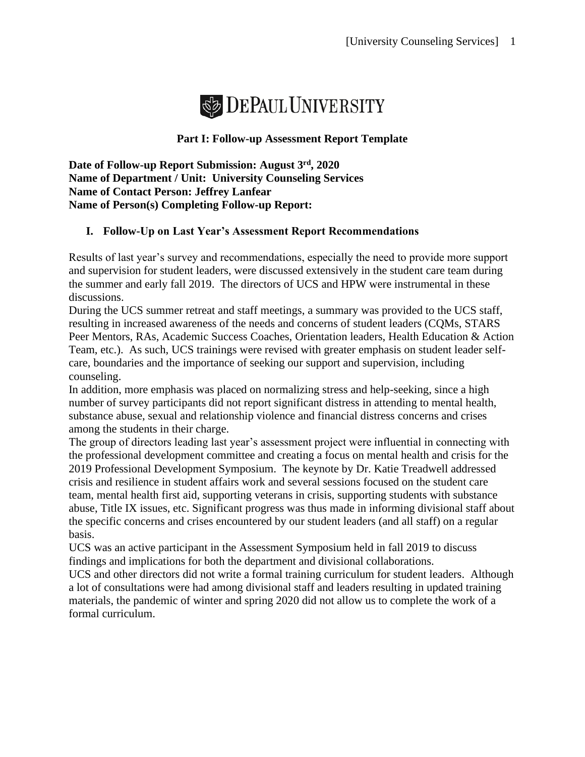DePaul University

**Part I: Follow-up Assessment Report Template**

**Date of Follow-up Report Submission: August 3rd, 2020**
**Name of Department / Unit: University Counseling Services**
**Name of Contact Person: Jeffrey Lanfear**
**Name of Person(s) Completing Follow-up Report:**

## I. Follow-Up on Last Year's Assessment Report Recommendations

Results of last year's survey and recommendations, especially the need to provide more support and supervision for student leaders, were discussed extensively in the student care team during the summer and early fall 2019. The directors of UCS and HPW were instrumental in these discussions.

During the UCS summer retreat and staff meetings, a summary was provided to the UCS staff, resulting in increased awareness of the needs and concerns of student leaders (CQMs, STARS Peer Mentors, RAs, Academic Success Coaches, Orientation leaders, Health Education & Action Team, etc.). As such, UCS trainings were revised with greater emphasis on student leader self-care, boundaries and the importance of seeking our support and supervision, including counseling.

In addition, more emphasis was placed on normalizing stress and help-seeking, since a high number of survey participants did not report significant distress in attending to mental health, substance abuse, sexual and relationship violence and financial distress concerns and crises among the students in their charge.

The group of directors leading last year's assessment project were influential in connecting with the professional development committee and creating a focus on mental health and crisis for the 2019 Professional Development Symposium. The keynote by Dr. Katie Treadwell addressed crisis and resilience in student affairs work and several sessions focused on the student care team, mental health first aid, supporting veterans in crisis, supporting students with substance abuse, Title IX issues, etc. Significant progress was thus made in informing divisional staff about the specific concerns and crises encountered by our student leaders (and all staff) on a regular basis.

UCS was an active participant in the Assessment Symposium held in fall 2019 to discuss findings and implications for both the department and divisional collaborations.

UCS and other directors did not write a formal training curriculum for student leaders. Although a lot of consultations were had among divisional staff and leaders resulting in updated training materials, the pandemic of winter and spring 2020 did not allow us to complete the work of a formal curriculum.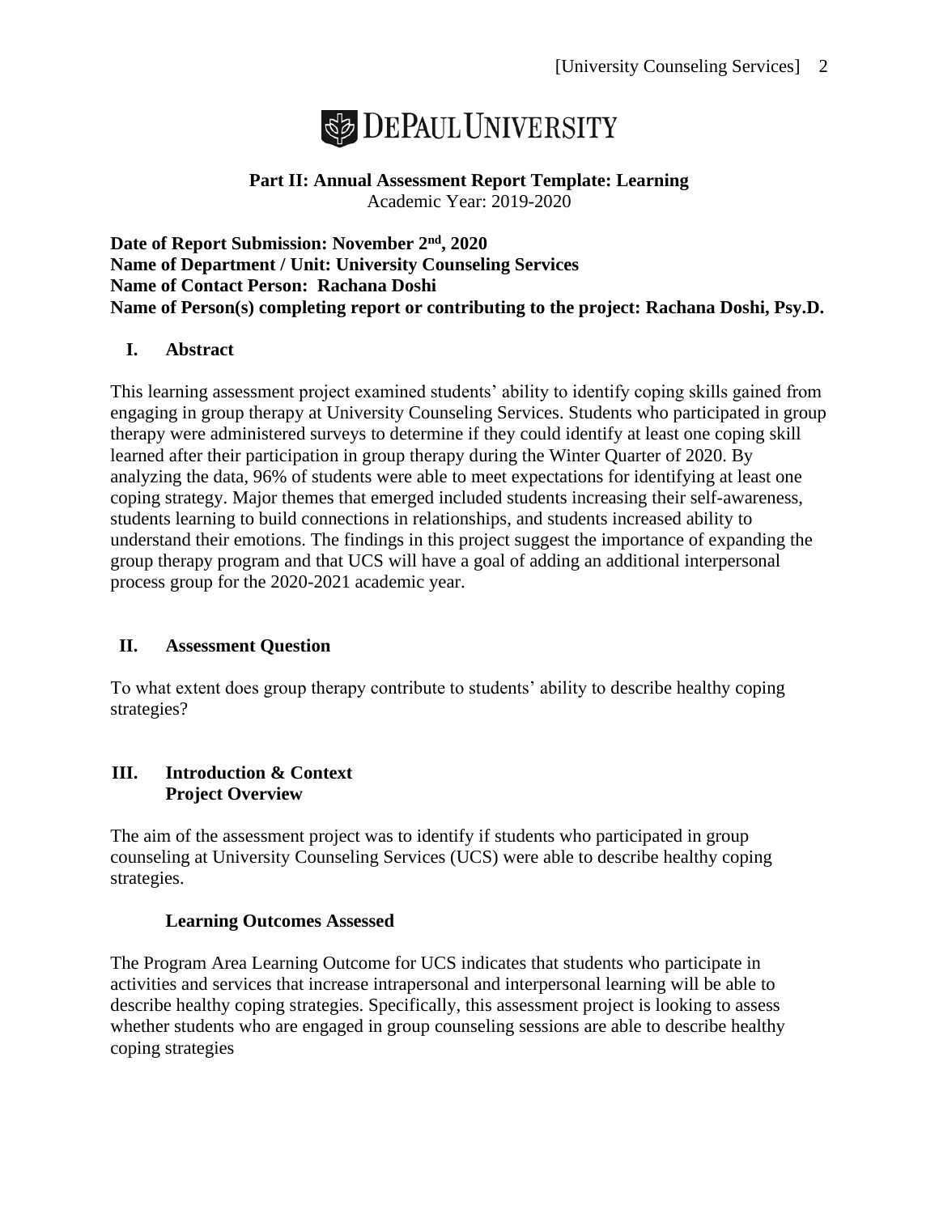DePaul University

**Part II: Annual Assessment Report Template: Learning**
Academic Year: 2019-2020

**Date of Report Submission: November 2nd, 2020**
**Name of Department / Unit: University Counseling Services**
**Name of Contact Person: Rachana Doshi**
**Name of Person(s) completing report or contributing to the project: Rachana Doshi, Psy.D.**

## I. Abstract

This learning assessment project examined students' ability to identify coping skills gained from engaging in group therapy at University Counseling Services. Students who participated in group therapy were administered surveys to determine if they could identify at least one coping skill learned after their participation in group therapy during the Winter Quarter of 2020. By analyzing the data, 96% of students were able to meet expectations for identifying at least one coping strategy. Major themes that emerged included students increasing their self-awareness, students learning to build connections in relationships, and students increased ability to understand their emotions. The findings in this project suggest the importance of expanding the group therapy program and that UCS will have a goal of adding an additional interpersonal process group for the 2020-2021 academic year.

## II. Assessment Question

To what extent does group therapy contribute to students' ability to describe healthy coping strategies?

## III. Introduction & Context

### Project Overview

The aim of the assessment project was to identify if students who participated in group counseling at University Counseling Services (UCS) were able to describe healthy coping strategies.

### Learning Outcomes Assessed

The Program Area Learning Outcome for UCS indicates that students who participate in activities and services that increase intrapersonal and interpersonal learning will be able to describe healthy coping strategies. Specifically, this assessment project is looking to assess whether students who are engaged in group counseling sessions are able to describe healthy coping strategies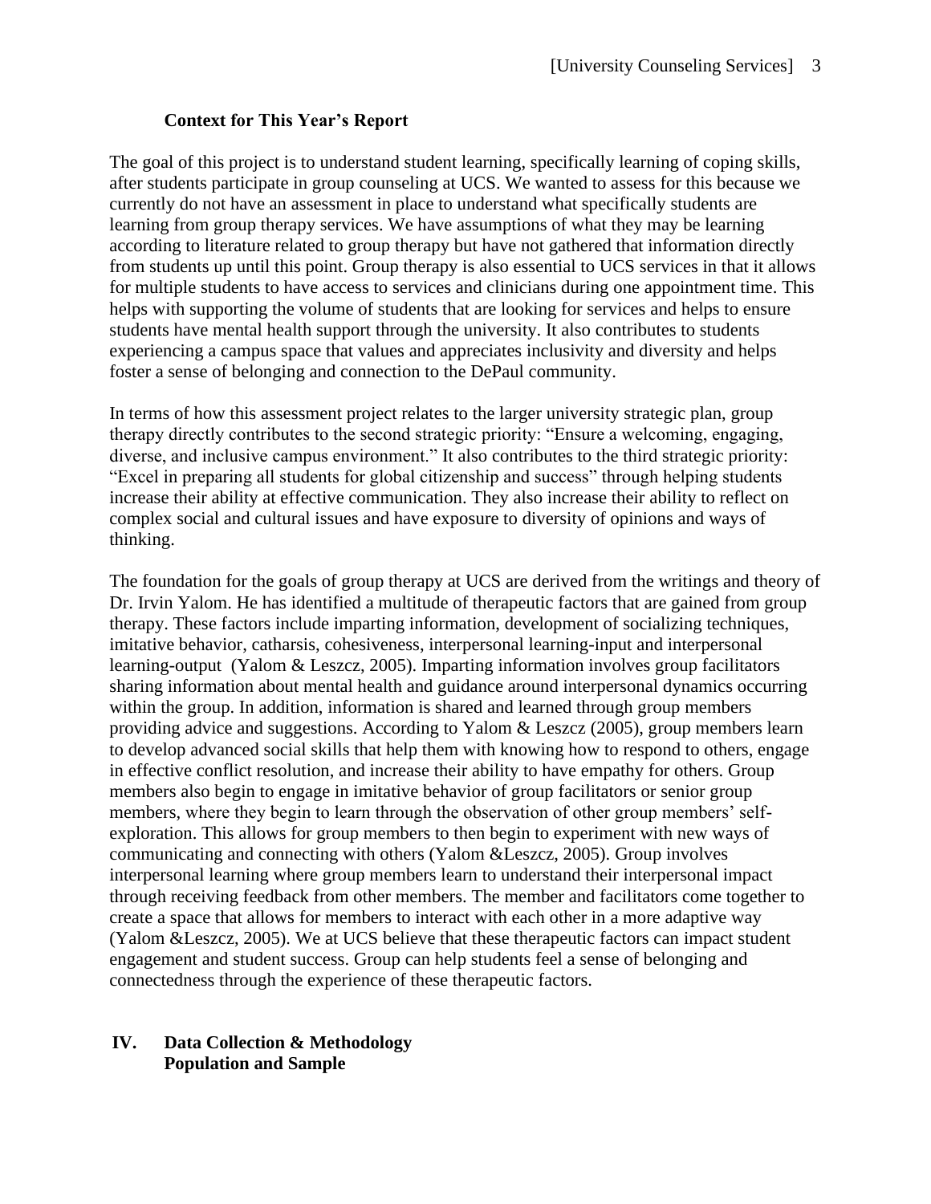### Context for This Year's Report

The goal of this project is to understand student learning, specifically learning of coping skills, after students participate in group counseling at UCS. We wanted to assess for this because we currently do not have an assessment in place to understand what specifically students are learning from group therapy services. We have assumptions of what they may be learning according to literature related to group therapy but have not gathered that information directly from students up until this point. Group therapy is also essential to UCS services in that it allows for multiple students to have access to services and clinicians during one appointment time. This helps with supporting the volume of students that are looking for services and helps to ensure students have mental health support through the university. It also contributes to students experiencing a campus space that values and appreciates inclusivity and diversity and helps foster a sense of belonging and connection to the DePaul community.

In terms of how this assessment project relates to the larger university strategic plan, group therapy directly contributes to the second strategic priority: "Ensure a welcoming, engaging, diverse, and inclusive campus environment." It also contributes to the third strategic priority: "Excel in preparing all students for global citizenship and success" through helping students increase their ability at effective communication. They also increase their ability to reflect on complex social and cultural issues and have exposure to diversity of opinions and ways of thinking.

The foundation for the goals of group therapy at UCS are derived from the writings and theory of Dr. Irvin Yalom. He has identified a multitude of therapeutic factors that are gained from group therapy. These factors include imparting information, development of socializing techniques, imitative behavior, catharsis, cohesiveness, interpersonal learning-input and interpersonal learning-output (Yalom & Leszcz, 2005). Imparting information involves group facilitators sharing information about mental health and guidance around interpersonal dynamics occurring within the group. In addition, information is shared and learned through group members providing advice and suggestions. According to Yalom & Leszcz (2005), group members learn to develop advanced social skills that help them with knowing how to respond to others, engage in effective conflict resolution, and increase their ability to have empathy for others. Group members also begin to engage in imitative behavior of group facilitators or senior group members, where they begin to learn through the observation of other group members' self-exploration. This allows for group members to then begin to experiment with new ways of communicating and connecting with others (Yalom &Leszcz, 2005). Group involves interpersonal learning where group members learn to understand their interpersonal impact through receiving feedback from other members. The member and facilitators come together to create a space that allows for members to interact with each other in a more adaptive way (Yalom &Leszcz, 2005). We at UCS believe that these therapeutic factors can impact student engagement and student success. Group can help students feel a sense of belonging and connectedness through the experience of these therapeutic factors.

## IV. Data Collection & Methodology

### Population and Sample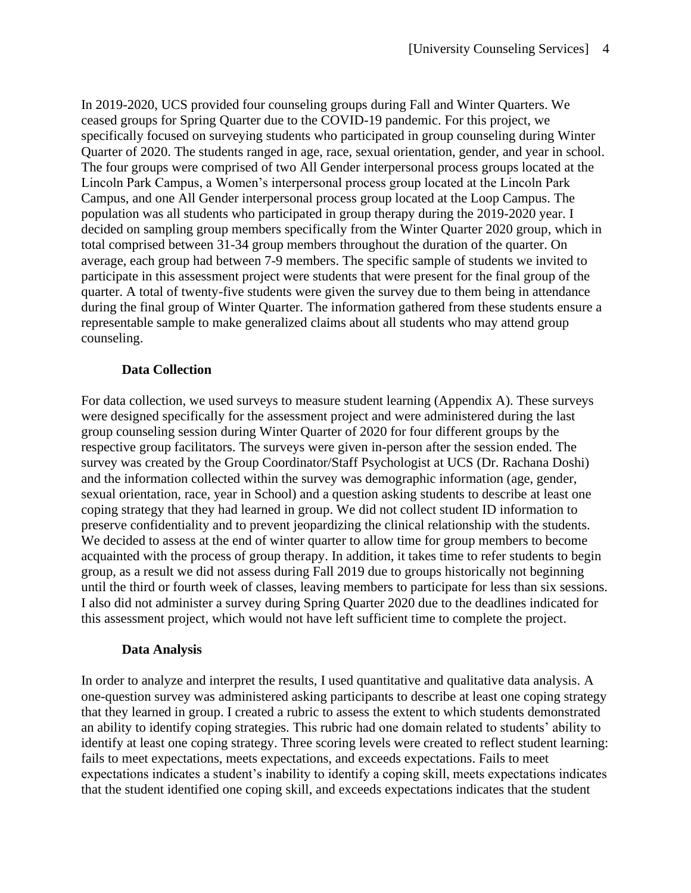In 2019-2020, UCS provided four counseling groups during Fall and Winter Quarters. We ceased groups for Spring Quarter due to the COVID-19 pandemic. For this project, we specifically focused on surveying students who participated in group counseling during Winter Quarter of 2020. The students ranged in age, race, sexual orientation, gender, and year in school. The four groups were comprised of two All Gender interpersonal process groups located at the Lincoln Park Campus, a Women's interpersonal process group located at the Lincoln Park Campus, and one All Gender interpersonal process group located at the Loop Campus. The population was all students who participated in group therapy during the 2019-2020 year. I decided on sampling group members specifically from the Winter Quarter 2020 group, which in total comprised between 31-34 group members throughout the duration of the quarter. On average, each group had between 7-9 members. The specific sample of students we invited to participate in this assessment project were students that were present for the final group of the quarter. A total of twenty-five students were given the survey due to them being in attendance during the final group of Winter Quarter. The information gathered from these students ensure a representable sample to make generalized claims about all students who may attend group counseling.

### Data Collection

For data collection, we used surveys to measure student learning (Appendix A). These surveys were designed specifically for the assessment project and were administered during the last group counseling session during Winter Quarter of 2020 for four different groups by the respective group facilitators. The surveys were given in-person after the session ended. The survey was created by the Group Coordinator/Staff Psychologist at UCS (Dr. Rachana Doshi) and the information collected within the survey was demographic information (age, gender, sexual orientation, race, year in School) and a question asking students to describe at least one coping strategy that they had learned in group. We did not collect student ID information to preserve confidentiality and to prevent jeopardizing the clinical relationship with the students. We decided to assess at the end of winter quarter to allow time for group members to become acquainted with the process of group therapy. In addition, it takes time to refer students to begin group, as a result we did not assess during Fall 2019 due to groups historically not beginning until the third or fourth week of classes, leaving members to participate for less than six sessions. I also did not administer a survey during Spring Quarter 2020 due to the deadlines indicated for this assessment project, which would not have left sufficient time to complete the project.

### Data Analysis

In order to analyze and interpret the results, I used quantitative and qualitative data analysis. A one-question survey was administered asking participants to describe at least one coping strategy that they learned in group. I created a rubric to assess the extent to which students demonstrated an ability to identify coping strategies. This rubric had one domain related to students' ability to identify at least one coping strategy. Three scoring levels were created to reflect student learning: fails to meet expectations, meets expectations, and exceeds expectations. Fails to meet expectations indicates a student's inability to identify a coping skill, meets expectations indicates that the student identified one coping skill, and exceeds expectations indicates that the student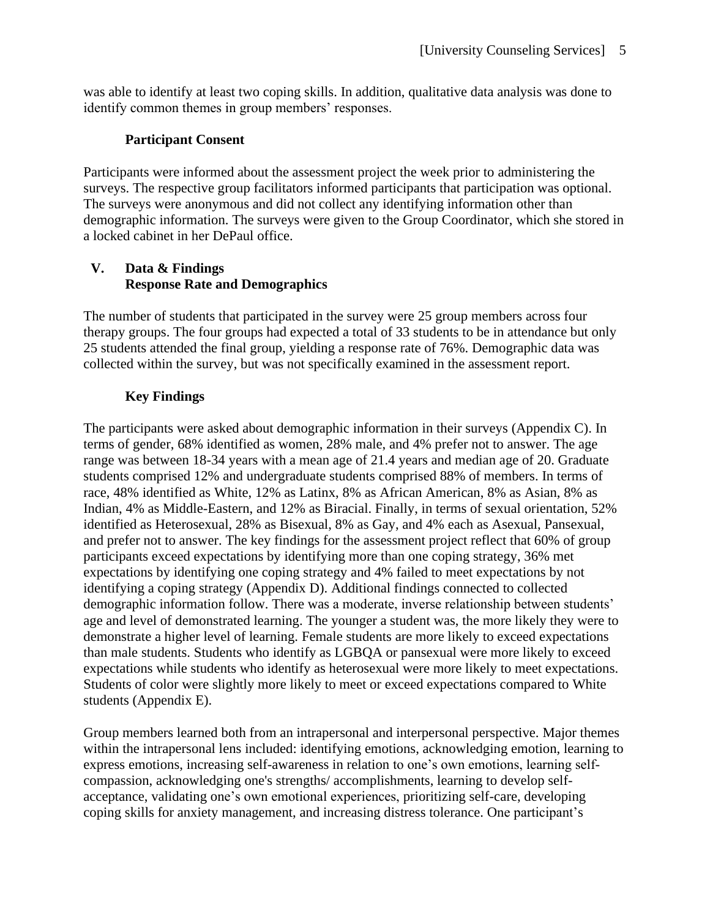was able to identify at least two coping skills. In addition, qualitative data analysis was done to identify common themes in group members' responses.

### Participant Consent

Participants were informed about the assessment project the week prior to administering the surveys. The respective group facilitators informed participants that participation was optional. The surveys were anonymous and did not collect any identifying information other than demographic information. The surveys were given to the Group Coordinator, which she stored in a locked cabinet in her DePaul office.

## V. Data & Findings

### Response Rate and Demographics

The number of students that participated in the survey were 25 group members across four therapy groups. The four groups had expected a total of 33 students to be in attendance but only 25 students attended the final group, yielding a response rate of 76%. Demographic data was collected within the survey, but was not specifically examined in the assessment report.

### Key Findings

The participants were asked about demographic information in their surveys (Appendix C). In terms of gender, 68% identified as women, 28% male, and 4% prefer not to answer. The age range was between 18-34 years with a mean age of 21.4 years and median age of 20. Graduate students comprised 12% and undergraduate students comprised 88% of members. In terms of race, 48% identified as White, 12% as Latinx, 8% as African American, 8% as Asian, 8% as Indian, 4% as Middle-Eastern, and 12% as Biracial. Finally, in terms of sexual orientation, 52% identified as Heterosexual, 28% as Bisexual, 8% as Gay, and 4% each as Asexual, Pansexual, and prefer not to answer. The key findings for the assessment project reflect that 60% of group participants exceed expectations by identifying more than one coping strategy, 36% met expectations by identifying one coping strategy and 4% failed to meet expectations by not identifying a coping strategy (Appendix D). Additional findings connected to collected demographic information follow. There was a moderate, inverse relationship between students' age and level of demonstrated learning. The younger a student was, the more likely they were to demonstrate a higher level of learning. Female students are more likely to exceed expectations than male students. Students who identify as LGBQA or pansexual were more likely to exceed expectations while students who identify as heterosexual were more likely to meet expectations. Students of color were slightly more likely to meet or exceed expectations compared to White students (Appendix E).

Group members learned both from an intrapersonal and interpersonal perspective. Major themes within the intrapersonal lens included: identifying emotions, acknowledging emotion, learning to express emotions, increasing self-awareness in relation to one's own emotions, learning self-compassion, acknowledging one's strengths/ accomplishments, learning to develop self-acceptance, validating one's own emotional experiences, prioritizing self-care, developing coping skills for anxiety management, and increasing distress tolerance. One participant's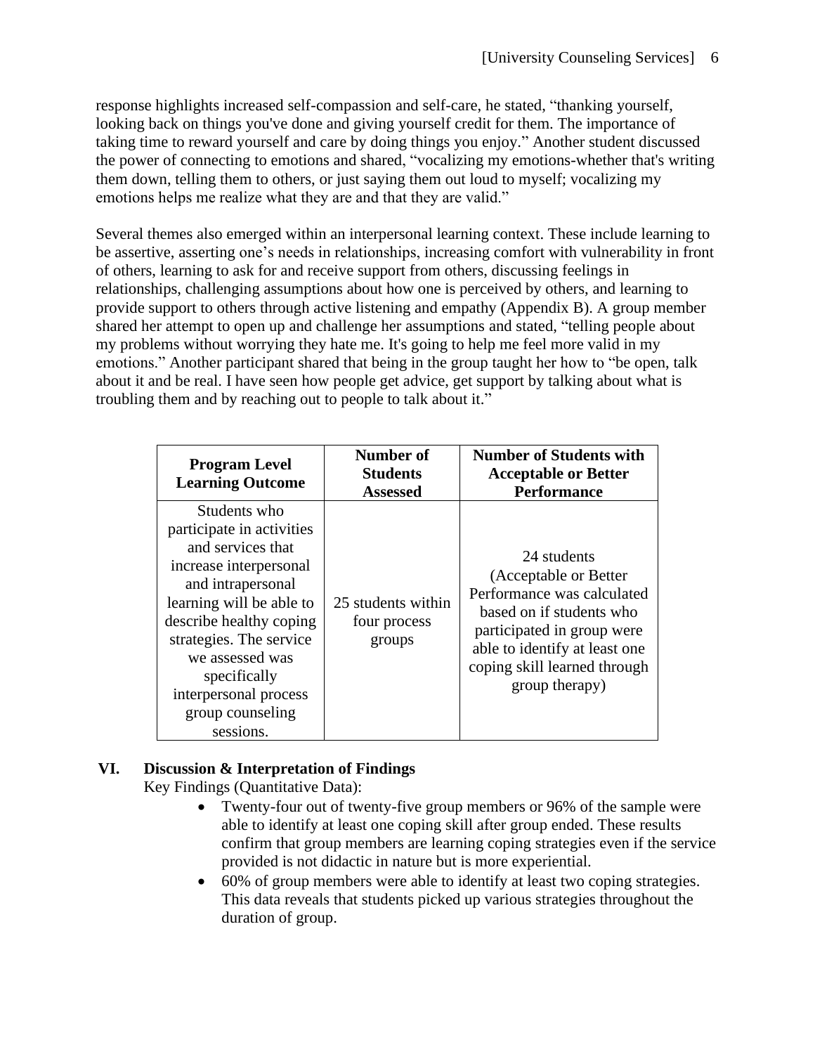response highlights increased self-compassion and self-care, he stated, "thanking yourself, looking back on things you've done and giving yourself credit for them. The importance of taking time to reward yourself and care by doing things you enjoy." Another student discussed the power of connecting to emotions and shared, "vocalizing my emotions-whether that's writing them down, telling them to others, or just saying them out loud to myself; vocalizing my emotions helps me realize what they are and that they are valid."

Several themes also emerged within an interpersonal learning context. These include learning to be assertive, asserting one's needs in relationships, increasing comfort with vulnerability in front of others, learning to ask for and receive support from others, discussing feelings in relationships, challenging assumptions about how one is perceived by others, and learning to provide support to others through active listening and empathy (Appendix B). A group member shared her attempt to open up and challenge her assumptions and stated, "telling people about my problems without worrying they hate me. It's going to help me feel more valid in my emotions." Another participant shared that being in the group taught her how to "be open, talk about it and be real. I have seen how people get advice, get support by talking about what is troubling them and by reaching out to people to talk about it."

| Program Level Learning Outcome | Number of Students Assessed | Number of Students with Acceptable or Better Performance |
|---|---|---|
| Students who participate in activities and services that increase interpersonal and intrapersonal learning will be able to describe healthy coping strategies. The service we assessed was specifically interpersonal process group counseling sessions. | 25 students within four process groups | 24 students (Acceptable or Better Performance was calculated based on if students who participated in group were able to identify at least one coping skill learned through group therapy) |

## VI. Discussion & Interpretation of Findings

Key Findings (Quantitative Data):

- Twenty-four out of twenty-five group members or 96% of the sample were able to identify at least one coping skill after group ended. These results confirm that group members are learning coping strategies even if the service provided is not didactic in nature but is more experiential.
- 60% of group members were able to identify at least two coping strategies. This data reveals that students picked up various strategies throughout the duration of group.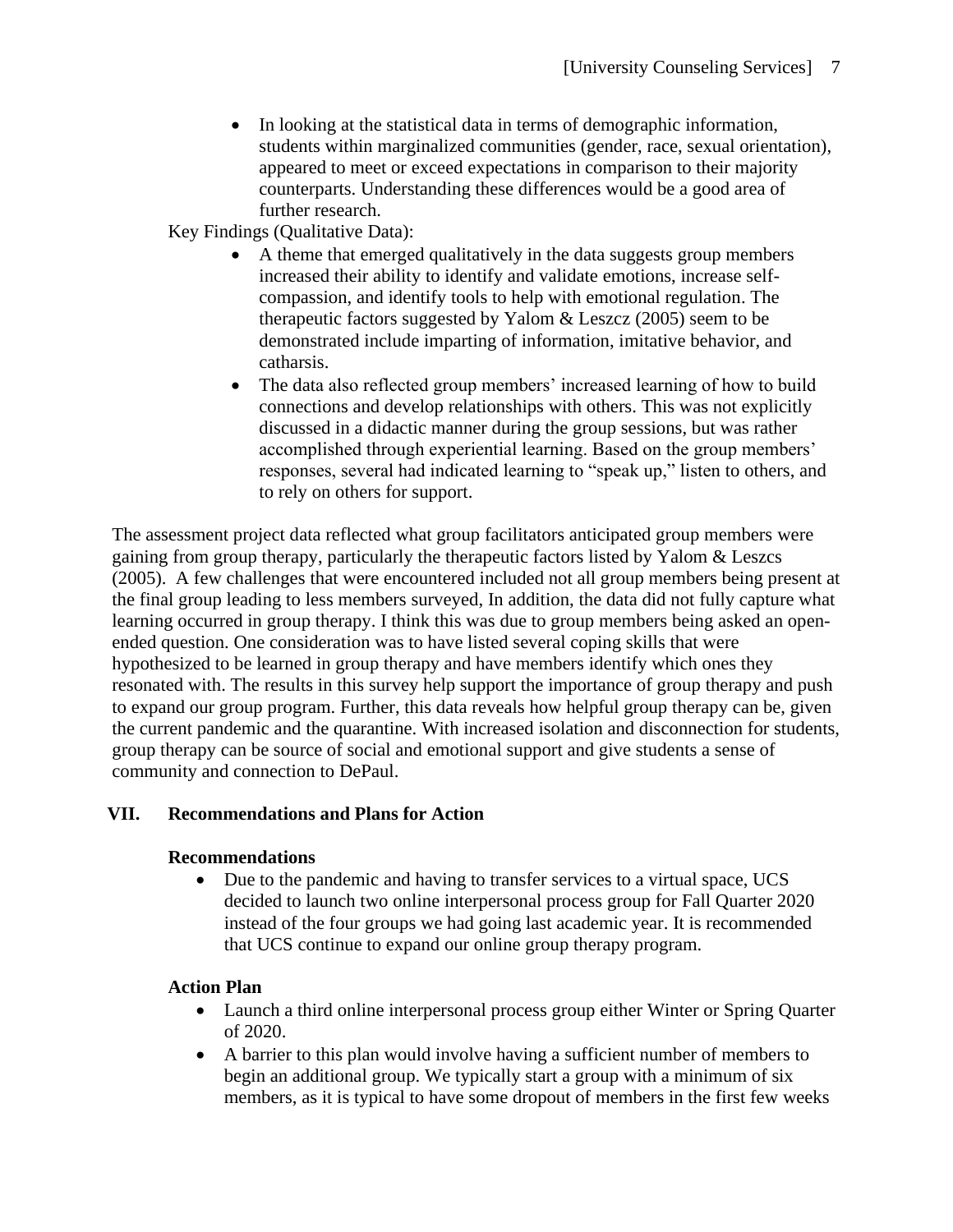- In looking at the statistical data in terms of demographic information, students within marginalized communities (gender, race, sexual orientation), appeared to meet or exceed expectations in comparison to their majority counterparts. Understanding these differences would be a good area of further research.

Key Findings (Qualitative Data):

- A theme that emerged qualitatively in the data suggests group members increased their ability to identify and validate emotions, increase self-compassion, and identify tools to help with emotional regulation. The therapeutic factors suggested by Yalom & Leszcz (2005) seem to be demonstrated include imparting of information, imitative behavior, and catharsis.
- The data also reflected group members' increased learning of how to build connections and develop relationships with others. This was not explicitly discussed in a didactic manner during the group sessions, but was rather accomplished through experiential learning. Based on the group members' responses, several had indicated learning to "speak up," listen to others, and to rely on others for support.

The assessment project data reflected what group facilitators anticipated group members were gaining from group therapy, particularly the therapeutic factors listed by Yalom & Leszcs (2005). A few challenges that were encountered included not all group members being present at the final group leading to less members surveyed, In addition, the data did not fully capture what learning occurred in group therapy. I think this was due to group members being asked an open-ended question. One consideration was to have listed several coping skills that were hypothesized to be learned in group therapy and have members identify which ones they resonated with. The results in this survey help support the importance of group therapy and push to expand our group program. Further, this data reveals how helpful group therapy can be, given the current pandemic and the quarantine. With increased isolation and disconnection for students, group therapy can be source of social and emotional support and give students a sense of community and connection to DePaul.

## VII. Recommendations and Plans for Action

### Recommendations

- Due to the pandemic and having to transfer services to a virtual space, UCS decided to launch two online interpersonal process group for Fall Quarter 2020 instead of the four groups we had going last academic year. It is recommended that UCS continue to expand our online group therapy program.

### Action Plan

- Launch a third online interpersonal process group either Winter or Spring Quarter of 2020.
- A barrier to this plan would involve having a sufficient number of members to begin an additional group. We typically start a group with a minimum of six members, as it is typical to have some dropout of members in the first few weeks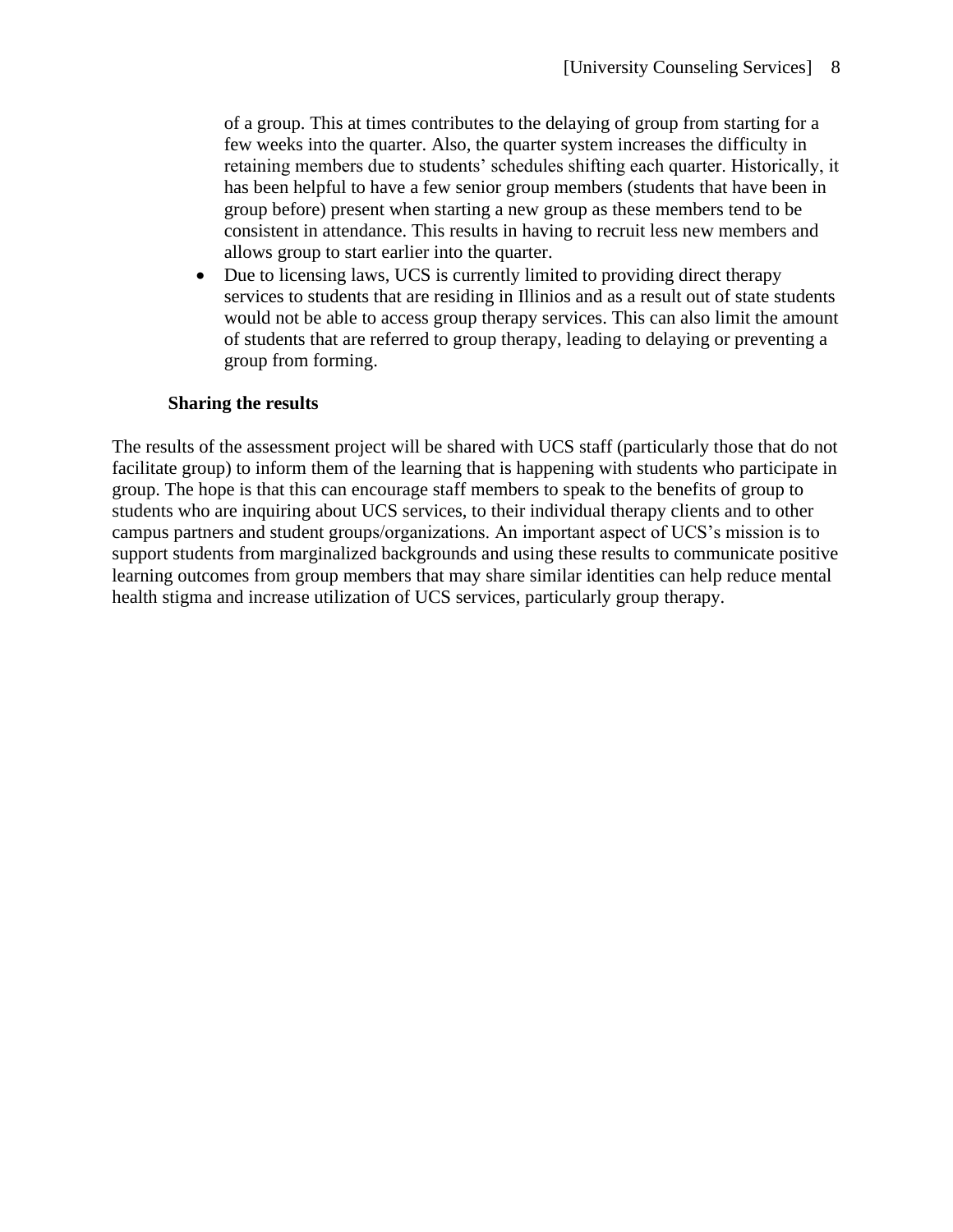of a group. This at times contributes to the delaying of group from starting for a few weeks into the quarter. Also, the quarter system increases the difficulty in retaining members due to students' schedules shifting each quarter. Historically, it has been helpful to have a few senior group members (students that have been in group before) present when starting a new group as these members tend to be consistent in attendance. This results in having to recruit less new members and allows group to start earlier into the quarter.

- Due to licensing laws, UCS is currently limited to providing direct therapy services to students that are residing in Illinios and as a result out of state students would not be able to access group therapy services. This can also limit the amount of students that are referred to group therapy, leading to delaying or preventing a group from forming.

**Sharing the results**

The results of the assessment project will be shared with UCS staff (particularly those that do not facilitate group) to inform them of the learning that is happening with students who participate in group. The hope is that this can encourage staff members to speak to the benefits of group to students who are inquiring about UCS services, to their individual therapy clients and to other campus partners and student groups/organizations. An important aspect of UCS's mission is to support students from marginalized backgrounds and using these results to communicate positive learning outcomes from group members that may share similar identities can help reduce mental health stigma and increase utilization of UCS services, particularly group therapy.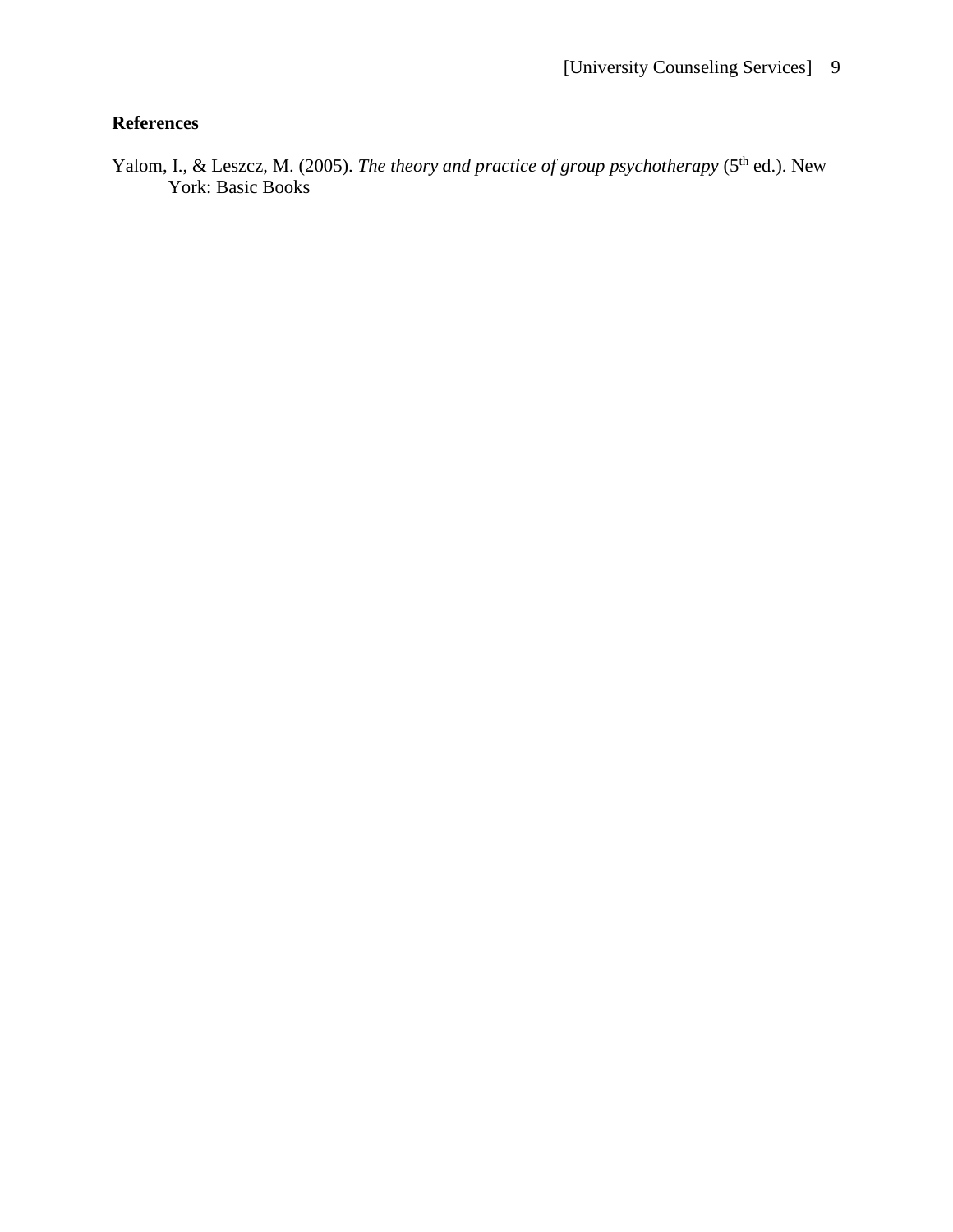**References**

Yalom, I., & Leszcz, M. (2005). *The theory and practice of group psychotherapy* (5th ed.). New York: Basic Books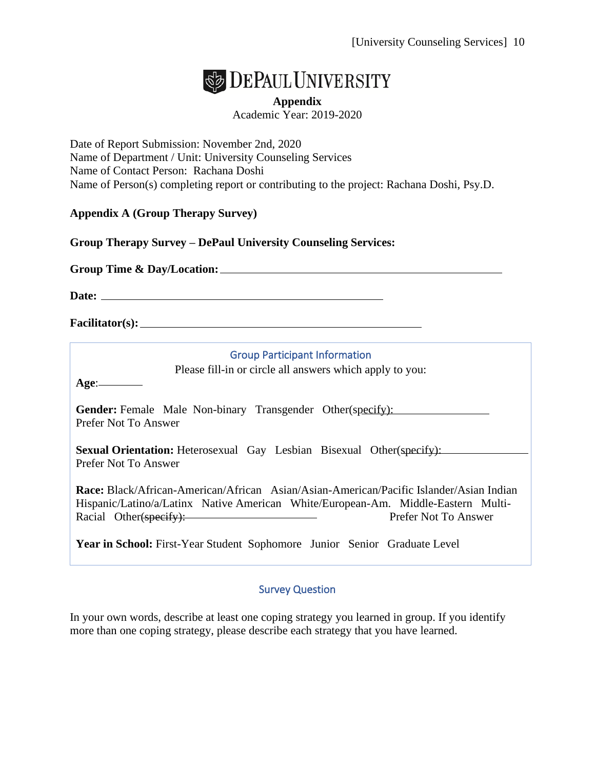DEPAUL UNIVERSITY

**Appendix**

Academic Year: 2019-2020

Date of Report Submission: November 2nd, 2020
Name of Department / Unit: University Counseling Services
Name of Contact Person: Rachana Doshi
Name of Person(s) completing report or contributing to the project: Rachana Doshi, Psy.D.

**Appendix A (Group Therapy Survey)**

**Group Therapy Survey – DePaul University Counseling Services:**

**Group Time & Day/Location:** ______________________________

**Date:** ______________________________

**Facilitator(s):** ______________________________

### Group Participant Information

Please fill-in or circle all answers which apply to you:

**Age**: ________

**Gender:** Female Male Non-binary Transgender Other(specify): ____________ Prefer Not To Answer

**Sexual Orientation:** Heterosexual Gay Lesbian Bisexual Other(specify): ____________ Prefer Not To Answer

**Race:** Black/African-American/African Asian/Asian-American/Pacific Islander/Asian Indian Hispanic/Latino/a/Latinx Native American White/European-Am. Middle-Eastern Multi-Racial Other(specify): ____________ Prefer Not To Answer

**Year in School:** First-Year Student Sophomore Junior Senior Graduate Level

### Survey Question

In your own words, describe at least one coping strategy you learned in group. If you identify more than one coping strategy, please describe each strategy that you have learned.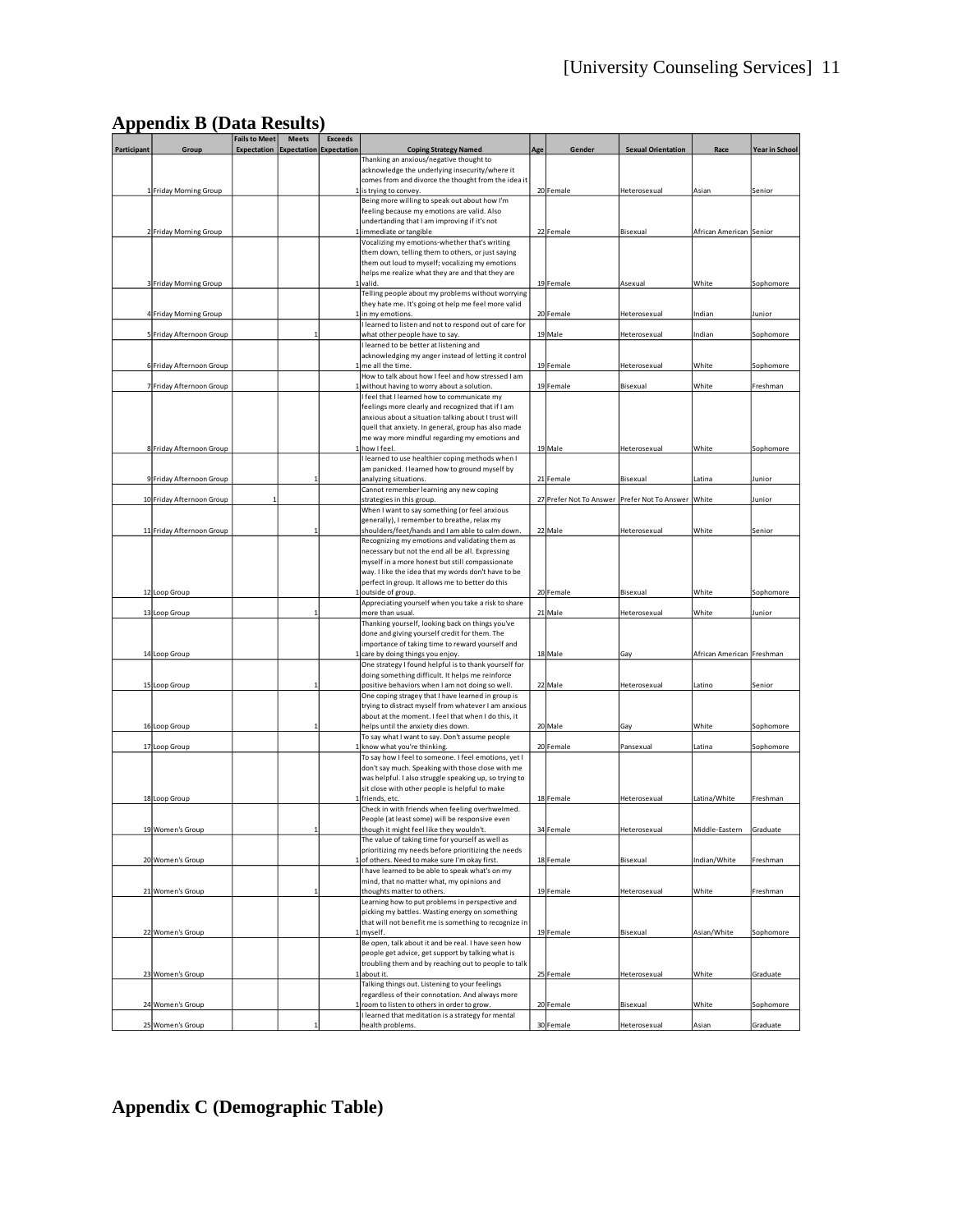## Appendix B (Data Results)

| Participant | Group | Fails to Meet Expectation | Meets Expectation | Exceeds Expectation | Coping Strategy Named | Age | Gender | Sexual Orientation | Race | Year in School |
|---|---|---|---|---|---|---|---|---|---|---|
| 1 | Friday Morning Group | | | 1 | Thanking an anxious/negative thought to acknowledge the underlying insecurity/where it comes from and divorce the thought from the idea it is trying to convey. | 20 | Female | Heterosexual | Asian | Senior |
| 2 | Friday Morning Group | | | 1 | Being more willing to speak out about how I'm feeling because my emotions are valid. Also undertanding that I am improving if it's not immediate or tangible | 22 | Female | Bisexual | African American | Senior |
| 3 | Friday Morning Group | | | 1 | Vocalizing my emotions-whether that's writing them down, telling them to others, or just saying them out loud to myself; vocalizing my emotions helps me realize what they are and that they are valid. | 19 | Female | Asexual | White | Sophomore |
| 4 | Friday Morning Group | | | 1 | Telling people about my problems without worrying they hate me. It's going ot help me feel more valid in my emotions. | 20 | Female | Heterosexual | Indian | Junior |
| 5 | Friday Afternoon Group | | 1 | | I learned to listen and not to respond out of care for what other people have to say. | 19 | Male | Heterosexual | Indian | Sophomore |
| 6 | Friday Afternoon Group | | | 1 | I learned to be better at listening and acknowledging my anger instead of letting it control me all the time. | 19 | Female | Heterosexual | White | Sophomore |
| 7 | Friday Afternoon Group | | | 1 | How to talk about how I feel and how stressed I am without having to worry about a solution. | 19 | Female | Bisexual | White | Freshman |
| 8 | Friday Afternoon Group | | | 1 | I feel that I learned how to communicate my feelings more clearly and recognized that if I am anxious about a situation talking about I trust will quell that anxiety. In general, group has also made me way more mindful regarding my emotions and how I feel. | 19 | Male | Heterosexual | White | Sophomore |
| 9 | Friday Afternoon Group | | 1 | | I learned to use healthier coping methods when I am panicked. I learned how to ground myself by analyzing situations. | 21 | Female | Bisexual | Latina | Junior |
| 10 | Friday Afternoon Group | 1 | | | Cannot remember learning any new coping strategies in this group. | 27 | Prefer Not To Answer | Prefer Not To Answer | White | Junior |
| 11 | Friday Afternoon Group | | 1 | | When I want to say something (or feel anxious generally), I remember to breathe, relax my shoulders/feet/hands and I am able to calm down. | 22 | Male | Heterosexual | White | Senior |
| 12 | Loop Group | | | 1 | Recognizing my emotions and validating them as necessary but not the end all be all. Expressing myself in a more honest but still compassionate way. I like the idea that my words don't have to be perfect in group. It allows me to better do this outside of group. | 20 | Female | Bisexual | White | Sophomore |
| 13 | Loop Group | | 1 | | Appreciating yourself when you take a risk to share more than usual. | 21 | Male | Heterosexual | White | Junior |
| 14 | Loop Group | | | 1 | Thanking yourself, looking back on things you've done and giving yourself credit for them. The importance of taking time to reward yourself and care by doing things you enjoy. | 18 | Male | Gay | African American | Freshman |
| 15 | Loop Group | | 1 | | One strategy I found helpful is to thank yourself for doing something difficult. It helps me reinforce positive behaviors when I am not doing so well. | 22 | Male | Heterosexual | Latino | Senior |
| 16 | Loop Group | | 1 | | One coping stragey that I have learned in group is trying to distract myself from whatever I am anxious about at the moment. I feel that when I do this, it helps until the anxiety dies down. | 20 | Male | Gay | White | Sophomore |
| 17 | Loop Group | | | 1 | To say what I want to say. Don't assume people know what you're thinking. | 20 | Female | Pansexual | Latina | Sophomore |
| 18 | Loop Group | | | 1 | To say how I feel to someone. I feel emotions, yet I don't say much. Speaking with those close with me was helpful. I also struggle speaking up, so trying to sit close with other people is helpful to make friends, etc. | 18 | Female | Heterosexual | Latina/White | Freshman |
| 19 | Women's Group | | 1 | | Check in with friends when feeling overhwelmed. People (at least some) will be responsive even though it might feel like they wouldn't. | 34 | Female | Heterosexual | Middle-Eastern | Graduate |
| 20 | Women's Group | | | 1 | The value of taking time for yourself as well as prioritizing my needs before prioritizing the needs of others. Need to make sure I'm okay first. | 18 | Female | Bisexual | Indian/White | Freshman |
| 21 | Women's Group | | 1 | | I have learned to be able to speak what's on my mind, that no matter what, my opinions and thoughts matter to others. | 19 | Female | Heterosexual | White | Freshman |
| 22 | Women's Group | | | 1 | Learning how to put problems in perspective and picking my battles. Wasting energy on something that will not benefit me is something to recognize in myself. | 19 | Female | Bisexual | Asian/White | Sophomore |
| 23 | Women's Group | | | 1 | Be open, talk about it and be real. I have seen how people get advice, get support by talking what is troubling them and by reaching out to people to talk about it. | 25 | Female | Heterosexual | White | Graduate |
| 24 | Women's Group | | | 1 | Talking things out. Listening to your feelings regardless of their connotation. And always more room to listen to others in order to grow. | 20 | Female | Bisexual | White | Sophomore |
| 25 | Women's Group | | 1 | | I learned that meditation is a strategy for mental health problems. | 30 | Female | Heterosexual | Asian | Graduate |

## Appendix C (Demographic Table)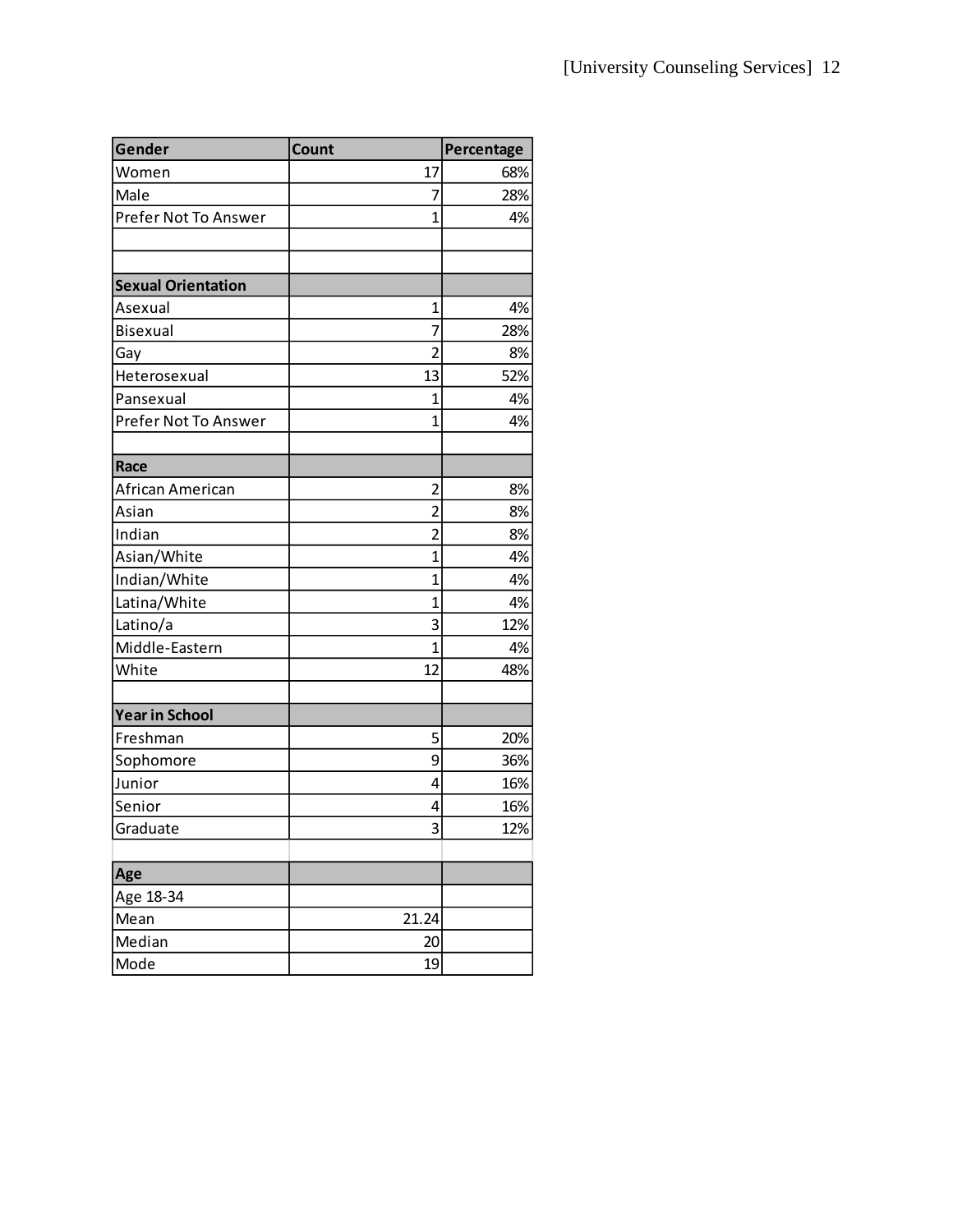| Gender | Count | Percentage |
| --- | --- | --- |
| Women | 17 | 68% |
| Male | 7 | 28% |
| Prefer Not To Answer | 1 | 4% |
| | | |
| | | |
| **Sexual Orientation** | | |
| Asexual | 1 | 4% |
| Bisexual | 7 | 28% |
| Gay | 2 | 8% |
| Heterosexual | 13 | 52% |
| Pansexual | 1 | 4% |
| Prefer Not To Answer | 1 | 4% |
| | | |
| **Race** | | |
| African American | 2 | 8% |
| Asian | 2 | 8% |
| Indian | 2 | 8% |
| Asian/White | 1 | 4% |
| Indian/White | 1 | 4% |
| Latina/White | 1 | 4% |
| Latino/a | 3 | 12% |
| Middle-Eastern | 1 | 4% |
| White | 12 | 48% |
| | | |
| **Year in School** | | |
| Freshman | 5 | 20% |
| Sophomore | 9 | 36% |
| Junior | 4 | 16% |
| Senior | 4 | 16% |
| Graduate | 3 | 12% |
| | | |
| **Age** | | |
| Age 18-34 | | |
| Mean | 21.24 | |
| Median | 20 | |
| Mode | 19 | |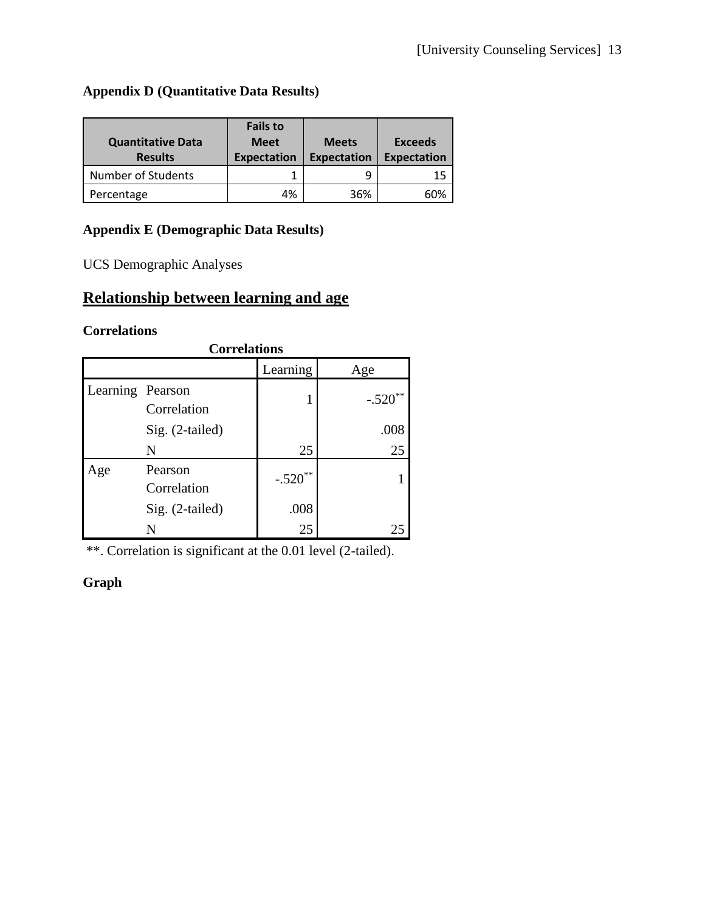**Appendix D (Quantitative Data Results)**

| Quantitative Data Results | Fails to Meet Expectation | Meets Expectation | Exceeds Expectation |
|---|---|---|---|
| Number of Students | 1 | 9 | 15 |
| Percentage | 4% | 36% | 60% |

**Appendix E (Demographic Data Results)**

UCS Demographic Analyses

## Relationship between learning and age

**Correlations**

**Correlations**

| | | Learning | Age |
|---|---|---|---|
| Learning | Pearson Correlation | 1 | -.520** |
| | Sig. (2-tailed) | | .008 |
| | N | 25 | 25 |
| Age | Pearson Correlation | -.520** | 1 |
| | Sig. (2-tailed) | .008 | |
| | N | 25 | 25 |

**. Correlation is significant at the 0.01 level (2-tailed).

**Graph**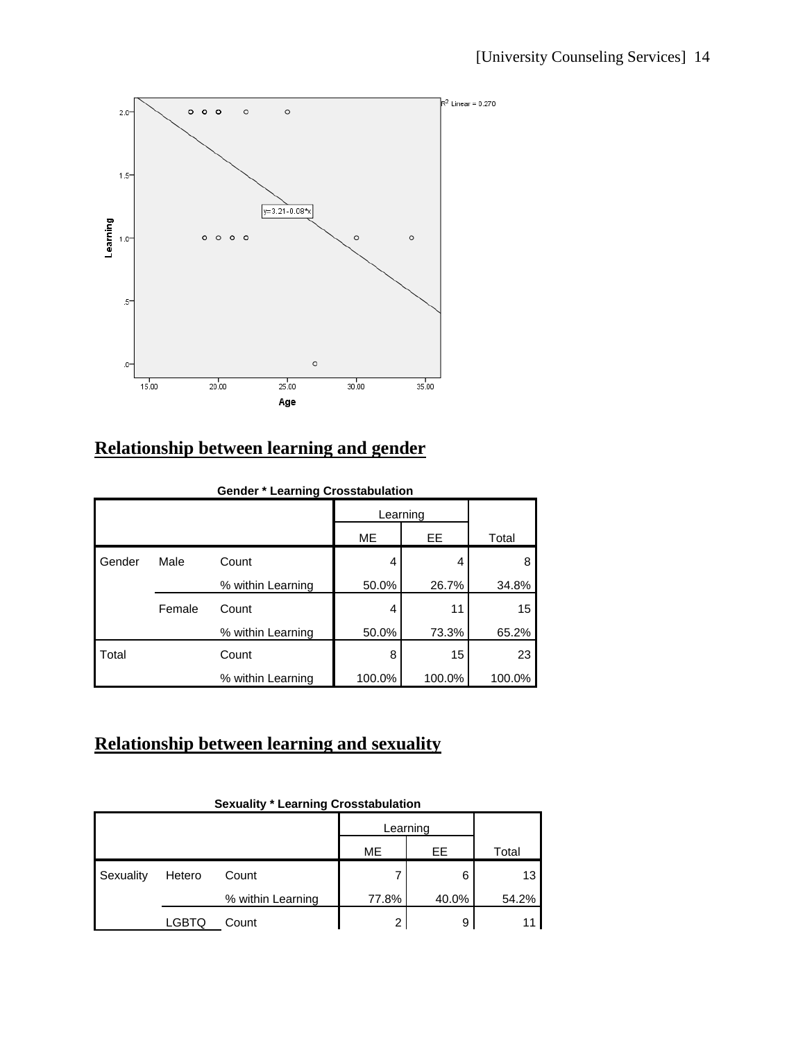## Relationship between learning and gender

**Gender * Learning Crosstabulation**

| | | | Learning | | |
|---|---|---|---|---|---|
| | | | ME | EE | Total |
| Gender | Male | Count | 4 | 4 | 8 |
| | | % within Learning | 50.0% | 26.7% | 34.8% |
| | Female | Count | 4 | 11 | 15 |
| | | % within Learning | 50.0% | 73.3% | 65.2% |
| Total | | Count | 8 | 15 | 23 |
| | | % within Learning | 100.0% | 100.0% | 100.0% |

## Relationship between learning and sexuality

**Sexuality * Learning Crosstabulation**

| | | | Learning | | |
|---|---|---|---|---|---|
| | | | ME | EE | Total |
| Sexuality | Hetero | Count | 7 | 6 | 13 |
| | | % within Learning | 77.8% | 40.0% | 54.2% |
| | LGBTQ | Count | 2 | 9 | 11 |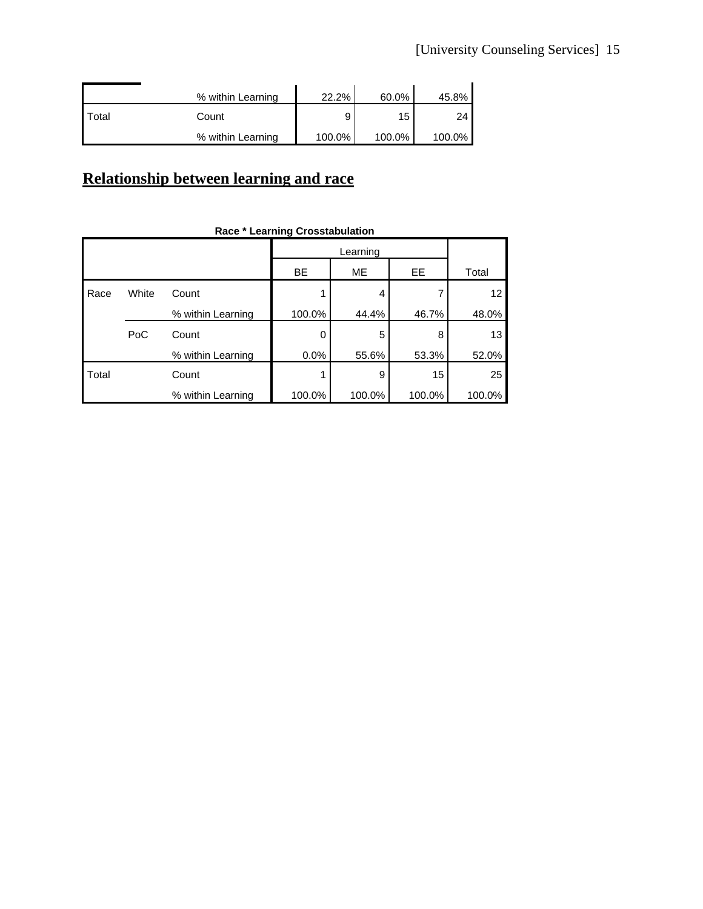| | | | | |
|---|---|---|---|---|
| | % within Learning | 22.2% | 60.0% | 45.8% |
| Total | Count | 9 | 15 | 24 |
| | % within Learning | 100.0% | 100.0% | 100.0% |

## Relationship between learning and race

**Race * Learning Crosstabulation**

| | | | Learning | | | |
|---|---|---|---|---|---|---|
| | | | BE | ME | EE | Total |
| Race | White | Count | 1 | 4 | 7 | 12 |
| | | % within Learning | 100.0% | 44.4% | 46.7% | 48.0% |
| | PoC | Count | 0 | 5 | 8 | 13 |
| | | % within Learning | 0.0% | 55.6% | 53.3% | 52.0% |
| Total | | Count | 1 | 9 | 15 | 25 |
| | | % within Learning | 100.0% | 100.0% | 100.0% | 100.0% |